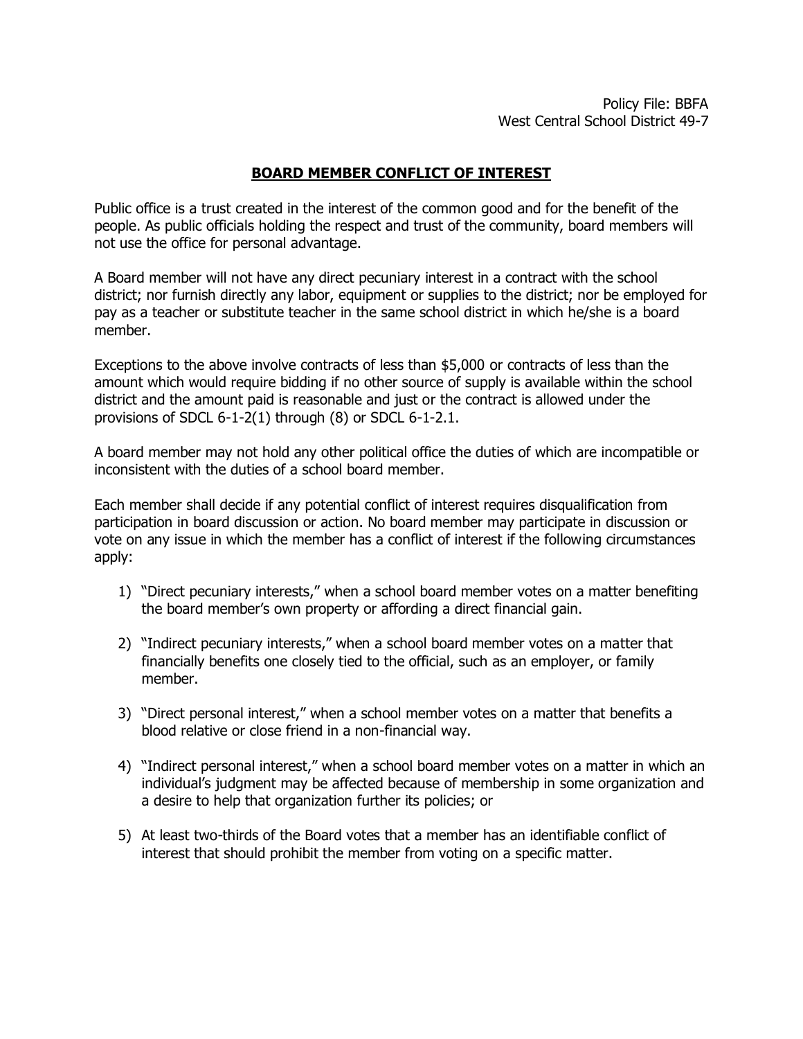Policy File: BBFA
West Central School District 49-7

# BOARD MEMBER CONFLICT OF INTEREST

Public office is a trust created in the interest of the common good and for the benefit of the people. As public officials holding the respect and trust of the community, board members will not use the office for personal advantage.

A Board member will not have any direct pecuniary interest in a contract with the school district; nor furnish directly any labor, equipment or supplies to the district; nor be employed for pay as a teacher or substitute teacher in the same school district in which he/she is a board member.

Exceptions to the above involve contracts of less than $5,000 or contracts of less than the amount which would require bidding if no other source of supply is available within the school district and the amount paid is reasonable and just or the contract is allowed under the provisions of SDCL 6-1-2(1) through (8) or SDCL 6-1-2.1.

A board member may not hold any other political office the duties of which are incompatible or inconsistent with the duties of a school board member.

Each member shall decide if any potential conflict of interest requires disqualification from participation in board discussion or action. No board member may participate in discussion or vote on any issue in which the member has a conflict of interest if the following circumstances apply:

1) "Direct pecuniary interests," when a school board member votes on a matter benefiting the board member's own property or affording a direct financial gain.
2) "Indirect pecuniary interests," when a school board member votes on a matter that financially benefits one closely tied to the official, such as an employer, or family member.
3) "Direct personal interest," when a school member votes on a matter that benefits a blood relative or close friend in a non-financial way.
4) "Indirect personal interest," when a school board member votes on a matter in which an individual's judgment may be affected because of membership in some organization and a desire to help that organization further its policies; or
5) At least two-thirds of the Board votes that a member has an identifiable conflict of interest that should prohibit the member from voting on a specific matter.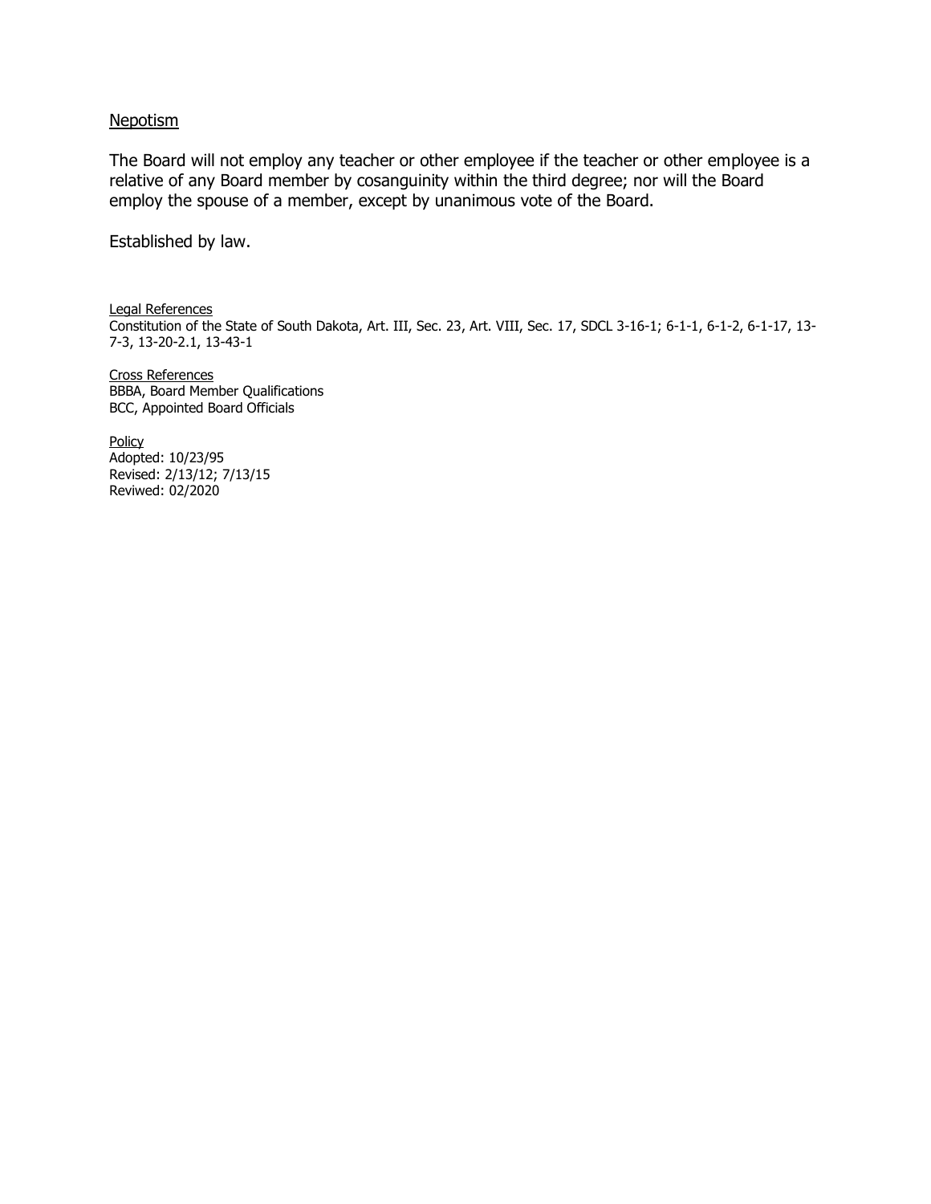Nepotism

The Board will not employ any teacher or other employee if the teacher or other employee is a relative of any Board member by cosanguinity within the third degree; nor will the Board employ the spouse of a member, except by unanimous vote of the Board.

Established by law.

Legal References
Constitution of the State of South Dakota, Art. III, Sec. 23, Art. VIII, Sec. 17, SDCL 3-16-1; 6-1-1, 6-1-2, 6-1-17, 13-7-3, 13-20-2.1, 13-43-1

Cross References
BBBA, Board Member Qualifications
BCC, Appointed Board Officials

Policy
Adopted: 10/23/95
Revised: 2/13/12; 7/13/15
Reviwed: 02/2020